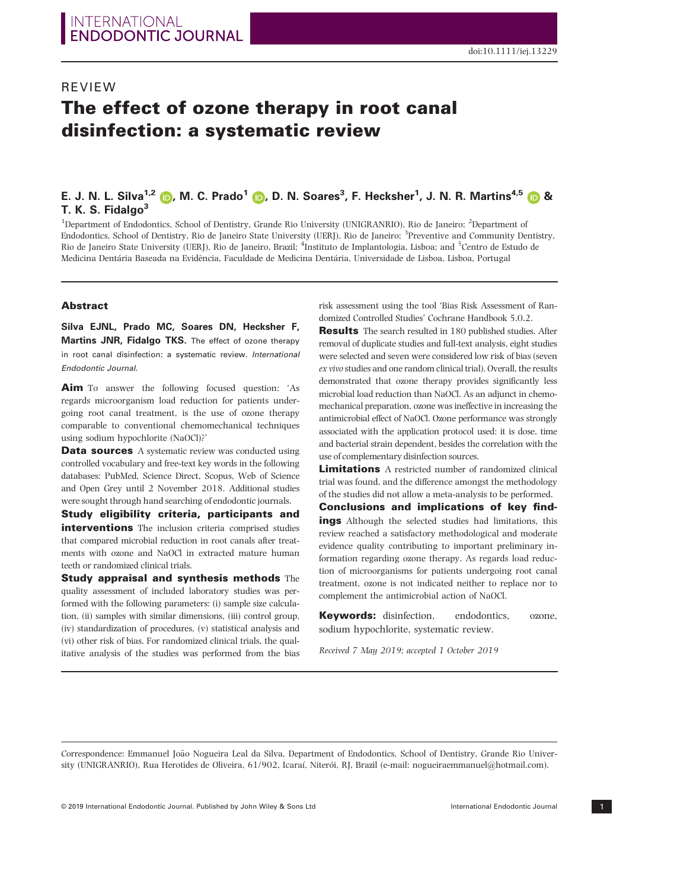REVIEW

# The effect of ozone therapy in root canal disinfection: a systematic review

**E. J. N. L. Silva[1,2], M. C. Prado[1], D. N. Soares[3], F. Hecksher[1], J. N. R. Martins[4,5] & T. K. S. Fidalgo[3]**

[1]Department of Endodontics, School of Dentistry, Grande Rio University (UNIGRANRIO), Rio de Janeiro; [2]Department of Endodontics, School of Dentistry, Rio de Janeiro State University (UERJ), Rio de Janeiro; [3]Preventive and Community Dentistry, Rio de Janeiro State University (UERJ), Rio de Janeiro, Brazil; [4]Instituto de Implantologia, Lisboa; and [5]Centro de Estudo de Medicina Dentária Baseada na Evidência, Faculdade de Medicina Dentária, Universidade de Lisboa, Lisboa, Portugal

## Abstract

**Silva EJNL, Prado MC, Soares DN, Hecksher F, Martins JNR, Fidalgo TKS.** The effect of ozone therapy in root canal disinfection: a systematic review. *International Endodontic Journal*.

**Aim** To answer the following focused question: 'As regards microorganism load reduction for patients undergoing root canal treatment, is the use of ozone therapy comparable to conventional chemomechanical techniques using sodium hypochlorite (NaOCl)?'

**Data sources** A systematic review was conducted using controlled vocabulary and free-text key words in the following databases: PubMed, Science Direct, Scopus, Web of Science and Open Grey until 2 November 2018. Additional studies were sought through hand searching of endodontic journals.

**Study eligibility criteria, participants and interventions** The inclusion criteria comprised studies that compared microbial reduction in root canals after treatments with ozone and NaOCl in extracted mature human teeth or randomized clinical trials.

**Study appraisal and synthesis methods** The quality assessment of included laboratory studies was performed with the following parameters: (i) sample size calculation, (ii) samples with similar dimensions, (iii) control group, (iv) standardization of procedures, (v) statistical analysis and (vi) other risk of bias. For randomized clinical trials, the qualitative analysis of the studies was performed from the bias risk assessment using the tool 'Bias Risk Assessment of Randomized Controlled Studies' Cochrane Handbook 5.0.2.

**Results** The search resulted in 180 published studies. After removal of duplicate studies and full-text analysis, eight studies were selected and seven were considered low risk of bias (seven *ex vivo* studies and one random clinical trial). Overall, the results demonstrated that ozone therapy provides significantly less microbial load reduction than NaOCl. As an adjunct in chemomechanical preparation, ozone was ineffective in increasing the antimicrobial effect of NaOCl. Ozone performance was strongly associated with the application protocol used: it is dose, time and bacterial strain dependent, besides the correlation with the use of complementary disinfection sources.

**Limitations** A restricted number of randomized clinical trial was found, and the difference amongst the methodology of the studies did not allow a meta-analysis to be performed.

**Conclusions and implications of key findings** Although the selected studies had limitations, this review reached a satisfactory methodological and moderate evidence quality contributing to important preliminary information regarding ozone therapy. As regards load reduction of microorganisms for patients undergoing root canal treatment, ozone is not indicated neither to replace nor to complement the antimicrobial action of NaOCl.

**Keywords:** disinfection, endodontics, ozone, sodium hypochlorite, systematic review.

*Received 7 May 2019; accepted 1 October 2019*

---

Correspondence: Emmanuel João Nogueira Leal da Silva, Department of Endodontics, School of Dentistry, Grande Rio University (UNIGRANRIO), Rua Herotides de Oliveira, 61/902, Icaraí, Niterói, RJ, Brazil (e-mail: nogueiraemmanuel@hotmail.com).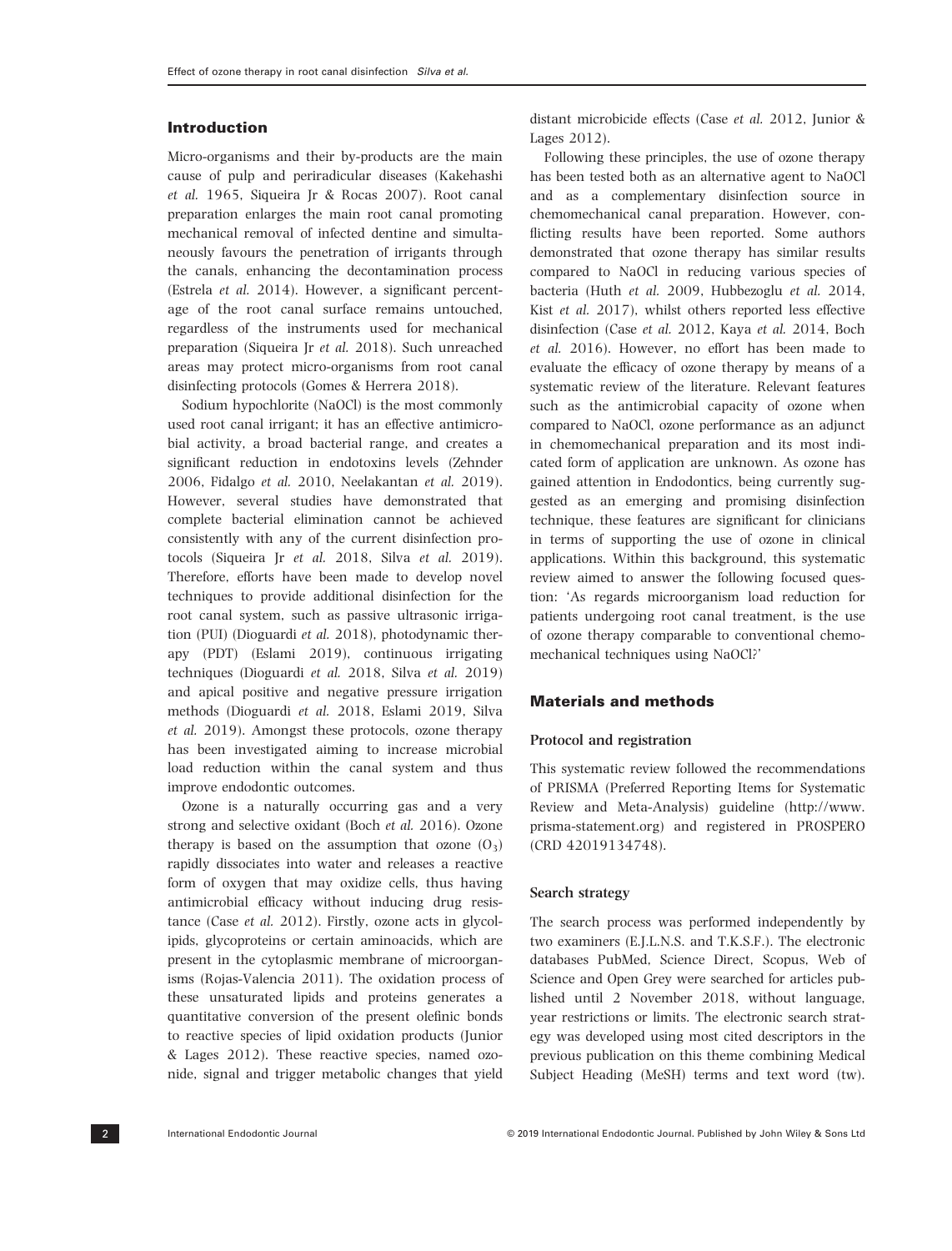## Introduction

Micro-organisms and their by-products are the main cause of pulp and periradicular diseases (Kakehashi *et al.* 1965, Siqueira Jr & Rocas 2007). Root canal preparation enlarges the main root canal promoting mechanical removal of infected dentine and simultaneously favours the penetration of irrigants through the canals, enhancing the decontamination process (Estrela *et al.* 2014). However, a significant percentage of the root canal surface remains untouched, regardless of the instruments used for mechanical preparation (Siqueira Jr *et al.* 2018). Such unreached areas may protect micro-organisms from root canal disinfecting protocols (Gomes & Herrera 2018).

Sodium hypochlorite (NaOCl) is the most commonly used root canal irrigant; it has an effective antimicrobial activity, a broad bacterial range, and creates a significant reduction in endotoxins levels (Zehnder 2006, Fidalgo *et al.* 2010, Neelakantan *et al.* 2019). However, several studies have demonstrated that complete bacterial elimination cannot be achieved consistently with any of the current disinfection protocols (Siqueira Jr *et al.* 2018, Silva *et al.* 2019). Therefore, efforts have been made to develop novel techniques to provide additional disinfection for the root canal system, such as passive ultrasonic irrigation (PUI) (Dioguardi *et al.* 2018), photodynamic therapy (PDT) (Eslami 2019), continuous irrigating techniques (Dioguardi *et al.* 2018, Silva *et al.* 2019) and apical positive and negative pressure irrigation methods (Dioguardi *et al.* 2018, Eslami 2019, Silva *et al.* 2019). Amongst these protocols, ozone therapy has been investigated aiming to increase microbial load reduction within the canal system and thus improve endodontic outcomes.

Ozone is a naturally occurring gas and a very strong and selective oxidant (Boch *et al.* 2016). Ozone therapy is based on the assumption that ozone ($O_3$) rapidly dissociates into water and releases a reactive form of oxygen that may oxidize cells, thus having antimicrobial efficacy without inducing drug resistance (Case *et al.* 2012). Firstly, ozone acts in glycolipids, glycoproteins or certain aminoacids, which are present in the cytoplasmic membrane of microorganisms (Rojas-Valencia 2011). The oxidation process of these unsaturated lipids and proteins generates a quantitative conversion of the present olefinic bonds to reactive species of lipid oxidation products (Junior & Lages 2012). These reactive species, named ozonide, signal and trigger metabolic changes that yield distant microbicide effects (Case *et al.* 2012, Junior & Lages 2012).

Following these principles, the use of ozone therapy has been tested both as an alternative agent to NaOCl and as a complementary disinfection source in chemomechanical canal preparation. However, conflicting results have been reported. Some authors demonstrated that ozone therapy has similar results compared to NaOCl in reducing various species of bacteria (Huth *et al.* 2009, Hubbezoglu *et al.* 2014, Kist *et al.* 2017), whilst others reported less effective disinfection (Case *et al.* 2012, Kaya *et al.* 2014, Boch *et al.* 2016). However, no effort has been made to evaluate the efficacy of ozone therapy by means of a systematic review of the literature. Relevant features such as the antimicrobial capacity of ozone when compared to NaOCl, ozone performance as an adjunct in chemomechanical preparation and its most indicated form of application are unknown. As ozone has gained attention in Endodontics, being currently suggested as an emerging and promising disinfection technique, these features are significant for clinicians in terms of supporting the use of ozone in clinical applications. Within this background, this systematic review aimed to answer the following focused question: 'As regards microorganism load reduction for patients undergoing root canal treatment, is the use of ozone therapy comparable to conventional chemomechanical techniques using NaOCl?'

## Materials and methods

### Protocol and registration

This systematic review followed the recommendations of PRISMA (Preferred Reporting Items for Systematic Review and Meta-Analysis) guideline (http://www.prisma-statement.org) and registered in PROSPERO (CRD 42019134748).

### Search strategy

The search process was performed independently by two examiners (E.J.L.N.S. and T.K.S.F.). The electronic databases PubMed, Science Direct, Scopus, Web of Science and Open Grey were searched for articles published until 2 November 2018, without language, year restrictions or limits. The electronic search strategy was developed using most cited descriptors in the previous publication on this theme combining Medical Subject Heading (MeSH) terms and text word (tw).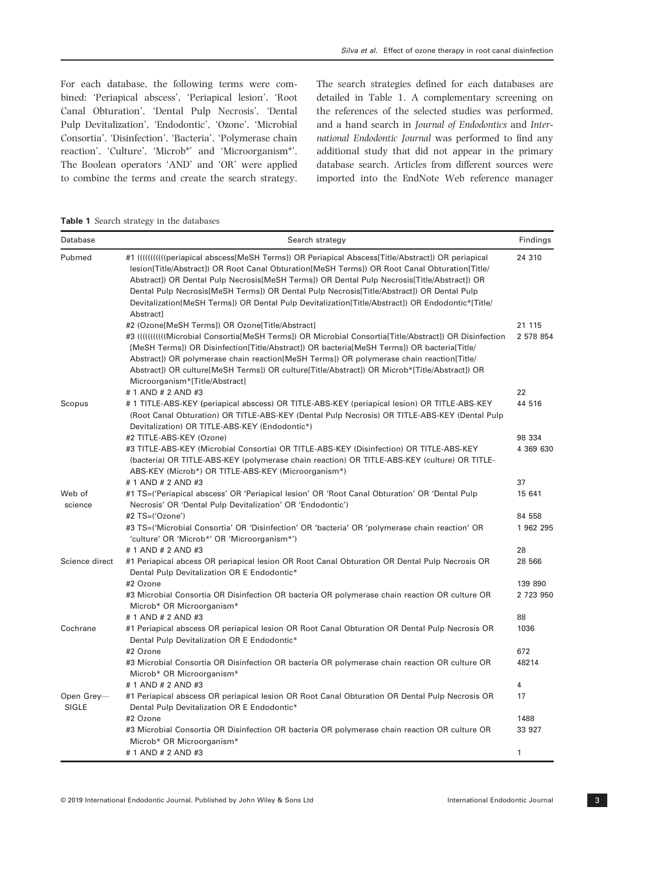For each database, the following terms were combined: 'Periapical abscess', 'Periapical lesion', 'Root Canal Obturation', 'Dental Pulp Necrosis', 'Dental Pulp Devitalization', 'Endodontic', 'Ozone', 'Microbial Consortia', 'Disinfection', 'Bacteria', 'Polymerase chain reaction', 'Culture', 'Microb*' and 'Microorganism*'. The Boolean operators 'AND' and 'OR' were applied to combine the terms and create the search strategy. The search strategies defined for each databases are detailed in Table 1. A complementary screening on the references of the selected studies was performed, and a hand search in *Journal of Endodontics* and *International Endodontic Journal* was performed to find any additional study that did not appear in the primary database search. Articles from different sources were imported into the EndNote Web reference manager

**Table 1** Search strategy in the databases

| Database | Search strategy | Findings |
|---|---|---|
| Pubmed | #1 ((((((((((periapical abscess[MeSH Terms]) OR Periapical Abscess[Title/Abstract]) OR periapical lesion[Title/Abstract]) OR Root Canal Obturation[MeSH Terms]) OR Root Canal Obturation[Title/Abstract]) OR Dental Pulp Necrosis[MeSH Terms]) OR Dental Pulp Necrosis[Title/Abstract]) OR Dental Pulp Necrosis[MeSH Terms]) OR Dental Pulp Necrosis[Title/Abstract]) OR Dental Pulp Devitalization[MeSH Terms]) OR Dental Pulp Devitalization[Title/Abstract]) OR Endodontic*[Title/Abstract] | 24 310 |
| | #2 (Ozone[MeSH Terms]) OR Ozone[Title/Abstract] | 21 115 |
| | #3 ((((((((((Microbial Consortia[MeSH Terms]) OR Microbial Consortia[Title/Abstract]) OR Disinfection [MeSH Terms]) OR Disinfection[Title/Abstract]) OR bacteria[MeSH Terms]) OR bacteria[Title/Abstract]) OR polymerase chain reaction[MeSH Terms]) OR polymerase chain reaction[Title/Abstract]) OR culture[MeSH Terms]) OR culture[Title/Abstract]) OR Microb*[Title/Abstract]) OR Microorganism*[Title/Abstract] | 2 578 854 |
| | # 1 AND # 2 AND #3 | 22 |
| Scopus | # 1 TITLE-ABS-KEY (periapical abscess) OR TITLE-ABS-KEY (periapical lesion) OR TITLE-ABS-KEY (Root Canal Obturation) OR TITLE-ABS-KEY (Dental Pulp Necrosis) OR TITLE-ABS-KEY (Dental Pulp Devitalization) OR TITLE-ABS-KEY (Endodontic*) | 44 516 |
| | #2 TITLE-ABS-KEY (Ozone) | 98 334 |
| | #3 TITLE-ABS-KEY (Microbial Consortia) OR TITLE-ABS-KEY (Disinfection) OR TITLE-ABS-KEY (bacteria) OR TITLE-ABS-KEY (polymerase chain reaction) OR TITLE-ABS-KEY (culture) OR TITLE-ABS-KEY (Microb*) OR TITLE-ABS-KEY (Microorganism*) | 4 369 630 |
| | # 1 AND # 2 AND #3 | 37 |
| Web of science | #1 TS=('Periapical abscess' OR 'Periapical lesion' OR 'Root Canal Obturation' OR 'Dental Pulp Necrosis' OR 'Dental Pulp Devitalization' OR 'Endodontic') | 15 641 |
| | #2 TS=('Ozone') | 84 558 |
| | #3 TS=('Microbial Consortia' OR 'Disinfection' OR 'bacteria' OR 'polymerase chain reaction' OR 'culture' OR 'Microb*' OR 'Microorganism*') | 1 962 295 |
| | # 1 AND # 2 AND #3 | 28 |
| Science direct | #1 Periapical abcess OR periapical lesion OR Root Canal Obturation OR Dental Pulp Necrosis OR Dental Pulp Devitalization OR E Endodontic* | 28 566 |
| | #2 Ozone | 139 890 |
| | #3 Microbial Consortia OR Disinfection OR bacteria OR polymerase chain reaction OR culture OR Microb* OR Microorganism* | 2 723 950 |
| | # 1 AND # 2 AND #3 | 88 |
| Cochrane | #1 Periapical abscess OR periapical lesion OR Root Canal Obturation OR Dental Pulp Necrosis OR Dental Pulp Devitalization OR E Endodontic* | 1036 |
| | #2 Ozone | 672 |
| | #3 Microbial Consortia OR Disinfection OR bacteria OR polymerase chain reaction OR culture OR Microb* OR Microorganism* | 48214 |
| | # 1 AND # 2 AND #3 | 4 |
| Open Grey—SIGLE | #1 Periapical abscess OR periapical lesion OR Root Canal Obturation OR Dental Pulp Necrosis OR Dental Pulp Devitalization OR E Endodontic* | 17 |
| | #2 Ozone | 1488 |
| | #3 Microbial Consortia OR Disinfection OR bacteria OR polymerase chain reaction OR culture OR Microb* OR Microorganism* | 33 927 |
| | # 1 AND # 2 AND #3 | 1 |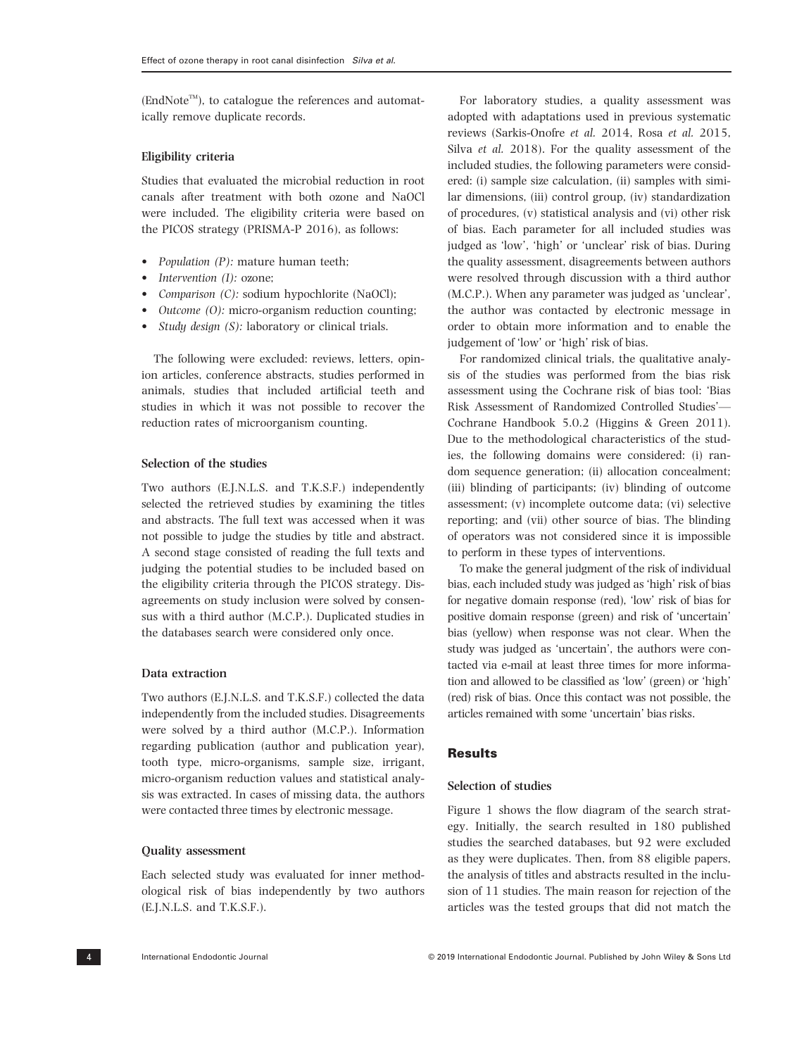(EndNote™), to catalogue the references and automatically remove duplicate records.

### Eligibility criteria

Studies that evaluated the microbial reduction in root canals after treatment with both ozone and NaOCl were included. The eligibility criteria were based on the PICOS strategy (PRISMA-P 2016), as follows:

- *Population (P):* mature human teeth;
- *Intervention (I):* ozone;
- *Comparison (C):* sodium hypochlorite (NaOCl);
- *Outcome (O):* micro-organism reduction counting;
- *Study design (S):* laboratory or clinical trials.

The following were excluded: reviews, letters, opinion articles, conference abstracts, studies performed in animals, studies that included artificial teeth and studies in which it was not possible to recover the reduction rates of microorganism counting.

### Selection of the studies

Two authors (E.J.N.L.S. and T.K.S.F.) independently selected the retrieved studies by examining the titles and abstracts. The full text was accessed when it was not possible to judge the studies by title and abstract. A second stage consisted of reading the full texts and judging the potential studies to be included based on the eligibility criteria through the PICOS strategy. Disagreements on study inclusion were solved by consensus with a third author (M.C.P.). Duplicated studies in the databases search were considered only once.

### Data extraction

Two authors (E.J.N.L.S. and T.K.S.F.) collected the data independently from the included studies. Disagreements were solved by a third author (M.C.P.). Information regarding publication (author and publication year), tooth type, micro-organisms, sample size, irrigant, micro-organism reduction values and statistical analysis was extracted. In cases of missing data, the authors were contacted three times by electronic message.

### Quality assessment

Each selected study was evaluated for inner methodological risk of bias independently by two authors (E.J.N.L.S. and T.K.S.F.).

For laboratory studies, a quality assessment was adopted with adaptations used in previous systematic reviews (Sarkis-Onofre *et al.* 2014, Rosa *et al.* 2015, Silva *et al.* 2018). For the quality assessment of the included studies, the following parameters were considered: (i) sample size calculation, (ii) samples with similar dimensions, (iii) control group, (iv) standardization of procedures, (v) statistical analysis and (vi) other risk of bias. Each parameter for all included studies was judged as 'low', 'high' or 'unclear' risk of bias. During the quality assessment, disagreements between authors were resolved through discussion with a third author (M.C.P.). When any parameter was judged as 'unclear', the author was contacted by electronic message in order to obtain more information and to enable the judgement of 'low' or 'high' risk of bias.

For randomized clinical trials, the qualitative analysis of the studies was performed from the bias risk assessment using the Cochrane risk of bias tool: 'Bias Risk Assessment of Randomized Controlled Studies'—Cochrane Handbook 5.0.2 (Higgins & Green 2011). Due to the methodological characteristics of the studies, the following domains were considered: (i) random sequence generation; (ii) allocation concealment; (iii) blinding of participants; (iv) blinding of outcome assessment; (v) incomplete outcome data; (vi) selective reporting; and (vii) other source of bias. The blinding of operators was not considered since it is impossible to perform in these types of interventions.

To make the general judgment of the risk of individual bias, each included study was judged as 'high' risk of bias for negative domain response (red), 'low' risk of bias for positive domain response (green) and risk of 'uncertain' bias (yellow) when response was not clear. When the study was judged as 'uncertain', the authors were contacted via e-mail at least three times for more information and allowed to be classified as 'low' (green) or 'high' (red) risk of bias. Once this contact was not possible, the articles remained with some 'uncertain' bias risks.

## Results

### Selection of studies

Figure 1 shows the flow diagram of the search strategy. Initially, the search resulted in 180 published studies the searched databases, but 92 were excluded as they were duplicates. Then, from 88 eligible papers, the analysis of titles and abstracts resulted in the inclusion of 11 studies. The main reason for rejection of the articles was the tested groups that did not match the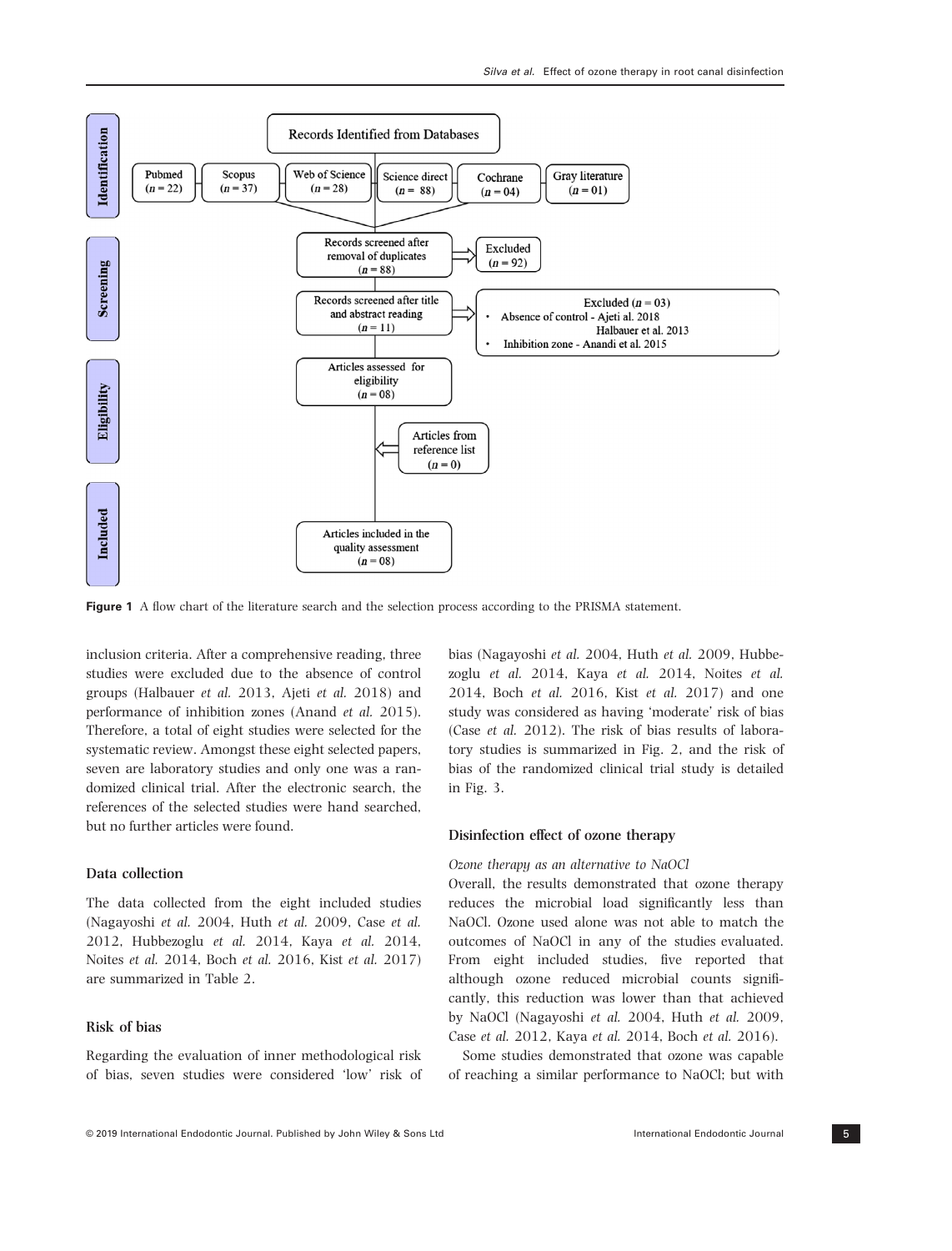**Identification**

Records Identified from Databases

- Pubmed ($n = 22$)
- Scopus ($n = 37$)
- Web of Science ($n = 28$)
- Science direct ($n = 88$)
- Cochrane ($n = 04$)
- Gray literature ($n = 01$)

**Screening**

Records screened after removal of duplicates ($n = 88$) → Excluded ($n = 92$)

Records screened after title and abstract reading ($n = 11$) → Excluded ($n = 03$)

- Absence of control - Ajeti al. 2018; Halbauer et al. 2013
- Inhibition zone - Anandi et al. 2015

**Eligibility**

Articles assessed for eligibility ($n = 08$)

Articles from reference list ($n = 0$)

**Included**

Articles included in the quality assessment ($n = 08$)

**Figure 1** A flow chart of the literature search and the selection process according to the PRISMA statement.

inclusion criteria. After a comprehensive reading, three studies were excluded due to the absence of control groups (Halbauer *et al.* 2013, Ajeti *et al.* 2018) and performance of inhibition zones (Anand *et al.* 2015). Therefore, a total of eight studies were selected for the systematic review. Amongst these eight selected papers, seven are laboratory studies and only one was a randomized clinical trial. After the electronic search, the references of the selected studies were hand searched, but no further articles were found.

### Data collection

The data collected from the eight included studies (Nagayoshi *et al.* 2004, Huth *et al.* 2009, Case *et al.* 2012, Hubbezoglu *et al.* 2014, Kaya *et al.* 2014, Noites *et al.* 2014, Boch *et al.* 2016, Kist *et al.* 2017) are summarized in Table 2.

### Risk of bias

Regarding the evaluation of inner methodological risk of bias, seven studies were considered 'low' risk of bias (Nagayoshi *et al.* 2004, Huth *et al.* 2009, Hubbezoglu *et al.* 2014, Kaya *et al.* 2014, Noites *et al.* 2014, Boch *et al.* 2016, Kist *et al.* 2017) and one study was considered as having 'moderate' risk of bias (Case *et al.* 2012). The risk of bias results of laboratory studies is summarized in Fig. 2, and the risk of bias of the randomized clinical trial study is detailed in Fig. 3.

### Disinfection effect of ozone therapy

#### *Ozone therapy as an alternative to NaOCl*

Overall, the results demonstrated that ozone therapy reduces the microbial load significantly less than NaOCl. Ozone used alone was not able to match the outcomes of NaOCl in any of the studies evaluated. From eight included studies, five reported that although ozone reduced microbial counts significantly, this reduction was lower than that achieved by NaOCl (Nagayoshi *et al.* 2004, Huth *et al.* 2009, Case *et al.* 2012, Kaya *et al.* 2014, Boch *et al.* 2016).

Some studies demonstrated that ozone was capable of reaching a similar performance to NaOCl; but with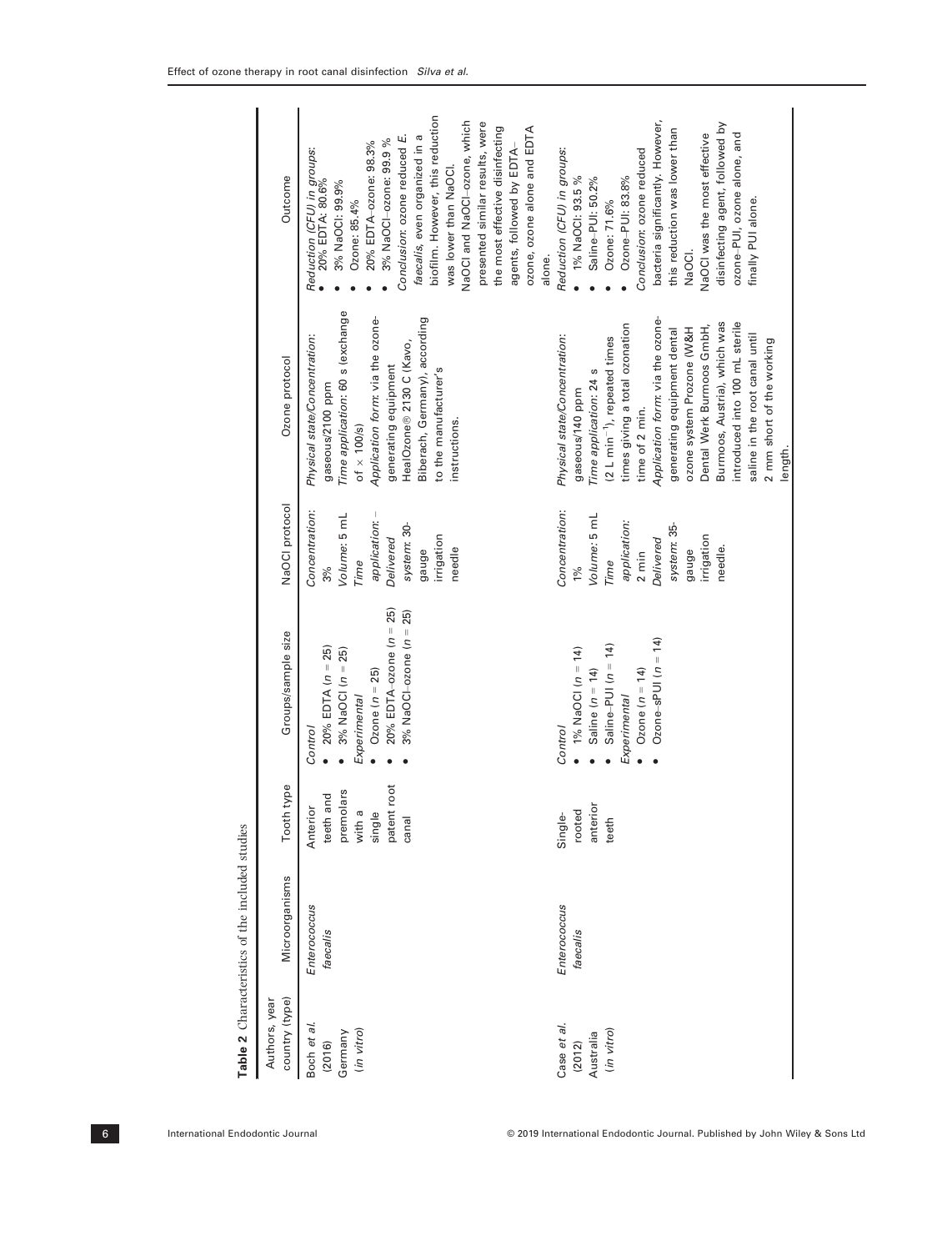**Table 2** Characteristics of the included studies

| Authors, year country (type) | Microorganisms | Tooth type | Groups/sample size | NaOCl protocol | Ozone protocol | Outcome |
|---|---|---|---|---|---|---|
| Boch *et al.* (2016) Germany (*in vitro*) | *Enterococcus faecalis* | Anterior teeth and premolars with a single patent root canal | *Control*<br>• 20% EDTA (*n* = 25)<br>• 3% NaOCl (*n* = 25)<br>*Experimental*<br>• Ozone (*n* = 25)<br>• 20% EDTA–ozone (*n* = 25)<br>• 3% NaOCl–ozone (*n* = 25) | *Concentration*: 3%<br>*Volume*: 5 mL<br>*Time application*: –<br>*Delivered system*: 30-gauge irrigation needle | *Physical state/Concentration*: gaseous/2100 ppm<br>*Time application*: 60 s (exchange of × 100/s)<br>*Application form*: via the ozone-generating equipment HealOzone® 2130 C (Kavo, Biberach, Germany), according to the manufacturer's instructions. | *Reduction (CFU) in groups*:<br>• 20% EDTA: 80.6%<br>• 3% NaOCl: 99.9%<br>• Ozone: 85.4%<br>• 20% EDTA–ozone: 98.3%<br>• 3% NaOCl–ozone: 99.9 %<br>*Conclusion*: ozone reduced *E. faecalis*, even organized in a biofilm. However, this reduction was lower than NaOCl.<br>NaOCl and NaOCl–ozone, which presented similar results, were the most effective disinfecting agents, followed by EDTA–ozone, ozone alone and EDTA alone. |
| Case *et al.* (2012) Australia (*in vitro*) | *Enterococcus faecalis* | Single-rooted anterior teeth | *Control*<br>• 1% NaOCl (*n* = 14)<br>• Saline (*n* = 14)<br>• Saline–PUI (*n* = 14)<br>*Experimental*<br>• Ozone (*n* = 14)<br>• Ozone–sPUI (*n* = 14) | *Concentration*: 1%<br>*Volume*: 5 mL<br>*Time application*: 2 min<br>*Delivered system*: 35-gauge irrigation needle. | *Physical state/Concentration*: gaseous/140 ppm<br>*Time application*: 24 s (2 L min$^{-1}$), repeated times times giving a total ozonation time of 2 min.<br>*Application form*: via the ozone-generating equipment dental ozone system Prozone (W&H Dental Werk Burmoos GmbH, Burmoos, Austria), which was introduced into 100 mL sterile saline in the root canal until 2 mm short of the working length. | *Reduction (CFU) in groups*:<br>• 1% NaOCl: 93.5 %<br>• Saline–PUI: 50.2%<br>• Ozone: 71.6%<br>• Ozone–PUI: 83.8%<br>*Conclusion*: ozone reduced bacteria significantly. However, this reduction was lower than NaOCl.<br>NaOCl was the most effective disinfecting agent, followed by ozone–PUI, ozone alone, and finally PUI alone. |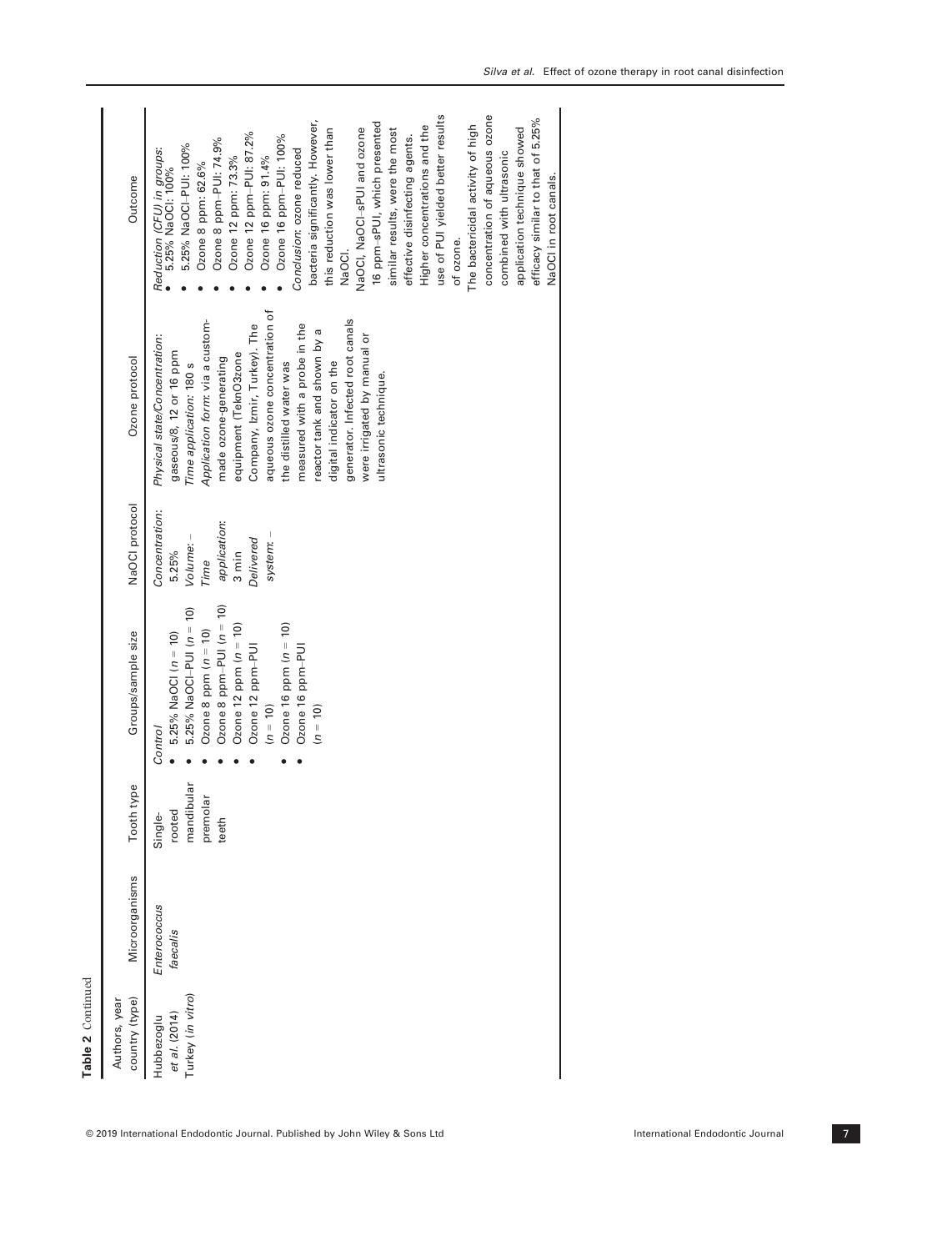**Table 2** Continued

| Authors, year country (type) | Microorganisms | Tooth type | Groups/sample size | NaOCl protocol | Ozone protocol | Outcome |
|---|---|---|---|---|---|---|
| Hubbezoglu *et al.* (2014) Turkey (*in vitro*) | *Enterococcus faecalis* | Single-rooted mandibular premolar teeth | *Control*<br>• 5.25% NaOCl ($n = 10$)<br>• 5.25% NaOCl–PUI ($n = 10$)<br>• Ozone 8 ppm ($n = 10$)<br>• Ozone 8 ppm–PUI ($n = 10$)<br>• Ozone 12 ppm ($n = 10$)<br>• Ozone 12 ppm–PUI ($n = 10$)<br>• Ozone 16 ppm ($n = 10$)<br>• Ozone 16 ppm–PUI ($n = 10$) | *Concentration*: 5.25%<br>*Volume*: –<br>*Time application*: 3 min<br>*Delivered system*: – | *Physical state/Concentration*: gaseous/8, 12 or 16 ppm<br>*Time application*: 180 s<br>*Application form*: via a custom-made ozone-generating equipment (TeknO3zone Company, Izmir, Turkey). The aqueous ozone concentration of the distilled water was measured with a probe in the reactor tank and shown by a digital indicator on the generator. Infected root canals were irrigated by manual or ultrasonic technique. | *Reduction (CFU) in groups*:<br>• 5.25% NaOCl: 100%<br>• 5.25% NaOCl–PUI: 100%<br>• Ozone 8 ppm: 62.6%<br>• Ozone 8 ppm–PUI: 74.9%<br>• Ozone 12 ppm: 73.3%<br>• Ozone 12 ppm–PUI: 87.2%<br>• Ozone 16 ppm: 91.4%<br>• Ozone 16 ppm–PUI: 100%<br>*Conclusion*: ozone reduced bacteria significantly. However, this reduction was lower than NaOCl.<br>NaOCl, NaOCl–sPUI and ozone 16 ppm–sPUI, which presented similar results, were the most effective disinfecting agents. Higher concentrations and the use of PUI yielded better results of ozone.<br>The bactericidal activity of high concentration of aqueous ozone combined with ultrasonic application technique showed efficacy similar to that of 5.25% NaOCl in root canals. |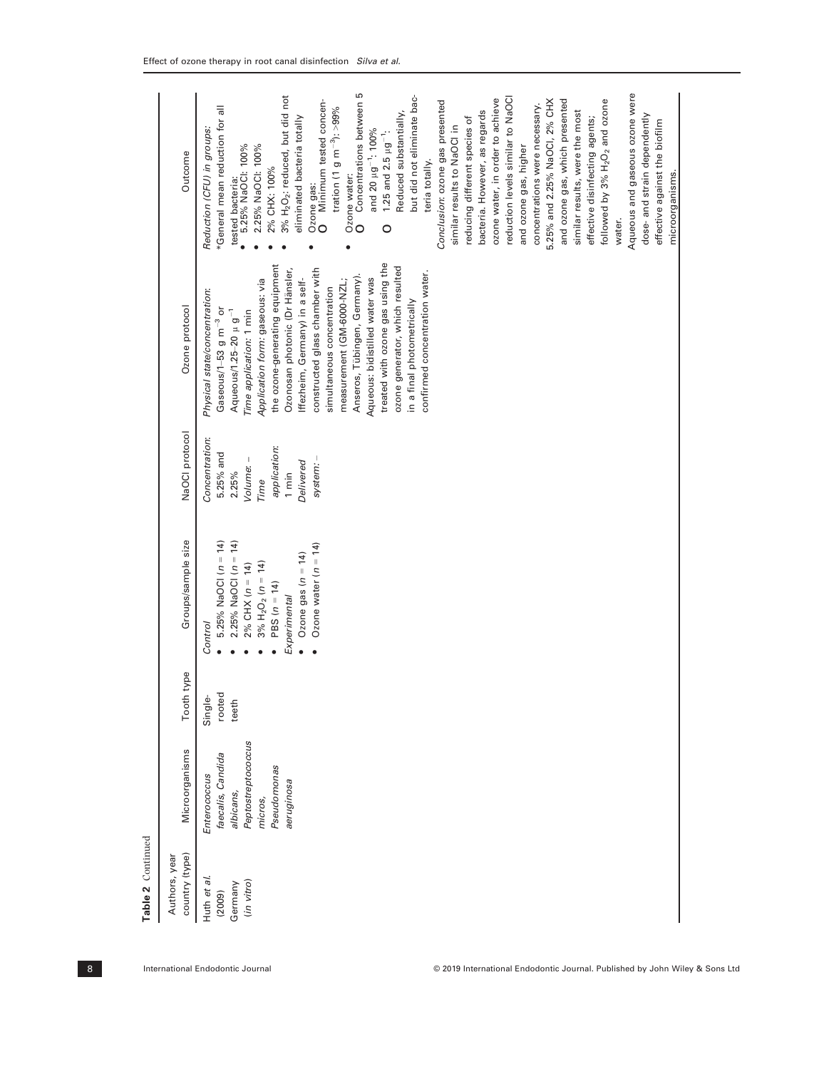**Table 2** Continued

| Authors, year country (type) | Microorganisms | Tooth type | Groups/sample size | NaOCl protocol | Ozone protocol | Outcome |
|---|---|---|---|---|---|---|
| Huth *et al.* (2009) Germany (*in vitro*) | *Enterococcus faecalis, Candida albicans, Peptostreptococcus micros, Pseudomonas aeruginosa* | Single-rooted teeth | *Control* • 5.25% NaOCl ($n = 14$) • 2.25% NaOCl ($n = 14$) • 2% CHX ($n = 14$) • 3% $H_2O_2$ ($n = 14$) • PBS ($n = 14$) *Experimental* • Ozone gas ($n = 14$) • Ozone water ($n = 14$) | *Concentration:* 5.25% and 2.25% *Volume:* – *Time application:* 1 min *Delivered system:* – | *Physical state/concentration:* Gaseous/1–53 g m$^{-3}$ or Aqueous/1.25–20 µ g$^{-1}$ *Time application:* 1 min *Application form:* gaseous: via the ozone-generating equipment Ozonosan photonic (Dr Hänsler, Iffezheim, Germany) in a self-constructed glass chamber with simultaneous concentration measurement (GM-6000-NZL; Anseros, Tübingen, Germany). Aqueous: bidistilled water was treated with ozone gas using the ozone generator, which resulted in a final photometrically confirmed concentration water. | *Reduction (CFU) in groups:* *General mean reduction for all tested bacteria: • 5.25% NaOCl: 100% • 2.25% NaOCl: 100% • 2% CHX: 100% • 3% $H_2O_2$: reduced, but did not eliminated bacteria totally • Ozone gas: ○ Minimum tested concentration (1 g m$^{-3}$): >99% • Ozone water: ○ Concentrations between 5 and 20 µg$^{-1}$: 100% ○ 1.25 and 2.5 µg$^{-1}$: Reduced substantially, but did not eliminate bacteria totally. *Conclusion*: ozone gas presented similar results to NaOCl in reducing different species of bacteria. However, as regards ozone water, in order to achieve reduction levels similar to NaOCl and ozone gas, higher concentrations were necessary. 5.25% and 2.25% NaOCl, 2% CHX and ozone gas, which presented similar results, were the most effective disinfecting agents; followed by 3% $H_2O_2$ and ozone water. Aqueous and gaseous ozone were dose- and strain dependently effective against the biofilm microorganisms. |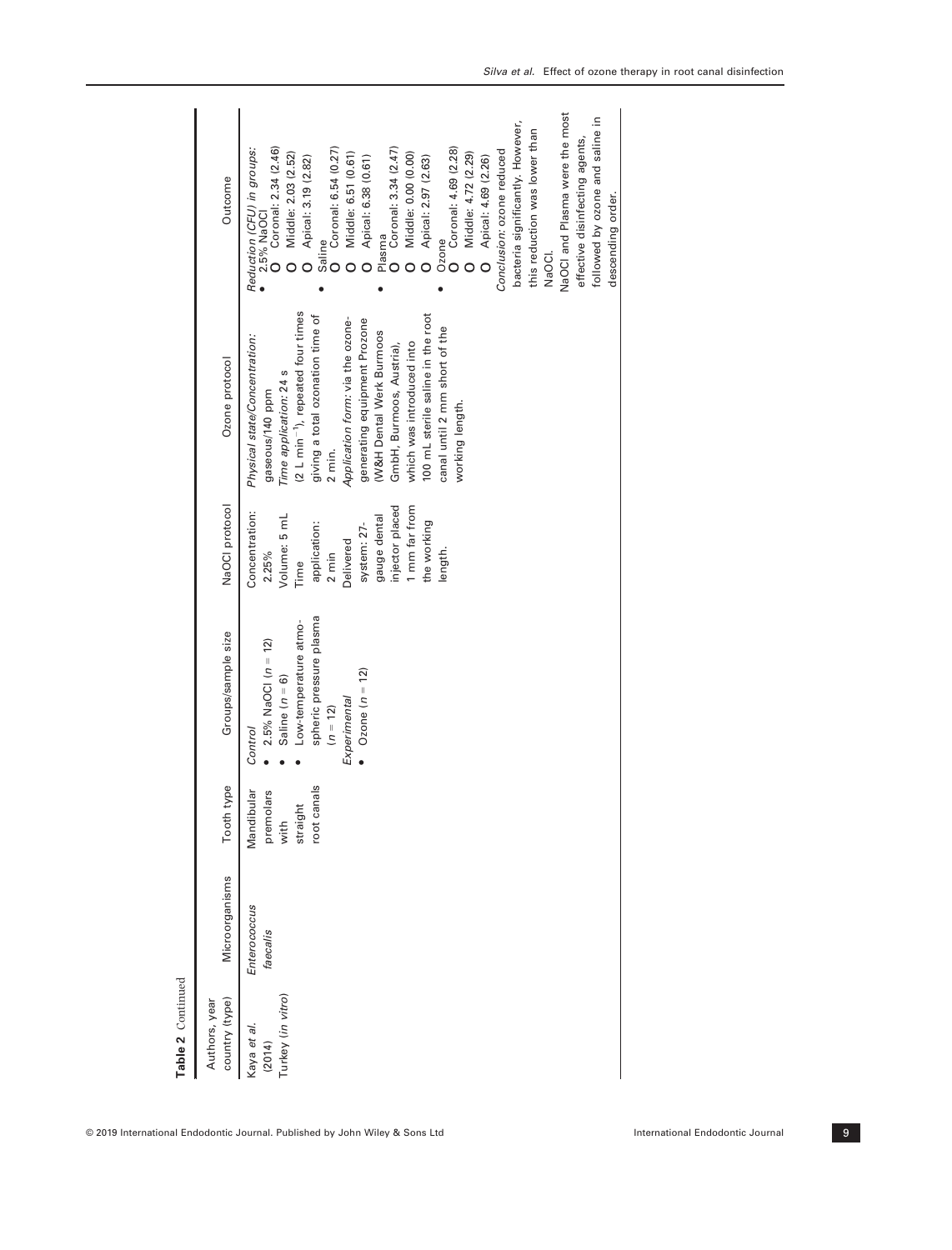**Table 2** Continued

| Authors, year country (type) | Microorganisms | Tooth type | Groups/sample size | NaOCl protocol | Ozone protocol | Outcome |
|---|---|---|---|---|---|---|
| Kaya *et al.* (2014) Turkey (*in vitro*) | *Enterococcus faecalis* | Mandibular premolars with straight root canals | *Control*<br>• 2.5% NaOCl ($n$ = 12)<br>• Saline ($n$ = 6)<br>• Low-temperature atmospheric pressure plasma ($n$ = 12)<br>*Experimental*<br>• Ozone ($n$ = 12) | Concentration: 2.25%<br>Volume: 5 mL<br>Time application: 2 min<br>Delivered system: 27-gauge dental injector placed 1 mm far from the working length. | *Physical state/Concentration:* gaseous/140 ppm<br>*Time application:* 24 s (2 L min$^{-1}$), repeated four times giving a total ozonation time of 2 min.<br>*Application form:* via the ozone-generating equipment Prozone (W&H Dental Werk Burmoos GmbH, Burmoos, Austria), which was introduced into 100 mL sterile saline in the root canal until 2 mm short of the working length. | *Reduction (CFU) in groups:*<br>• 2.5% NaOCl<br>○ Coronal: 2.34 (2.46)<br>○ Middle: 2.03 (2.52)<br>○ Apical: 3.19 (2.82)<br>• Saline<br>○ Coronal: 6.54 (0.27)<br>○ Middle: 6.51 (0.61)<br>○ Apical: 6.38 (0.61)<br>• Plasma<br>○ Coronal: 3.34 (2.47)<br>○ Middle: 0.00 (0.00)<br>○ Apical: 2.97 (2.63)<br>• Ozone<br>○ Coronal: 4.69 (2.28)<br>○ Middle: 4.72 (2.29)<br>○ Apical: 4.69 (2.26)<br>*Conclusion:* ozone reduced bacteria significantly. However, this reduction was lower than NaOCl.<br>NaOCl and Plasma were the most effective disinfecting agents, followed by ozone and saline in descending order. |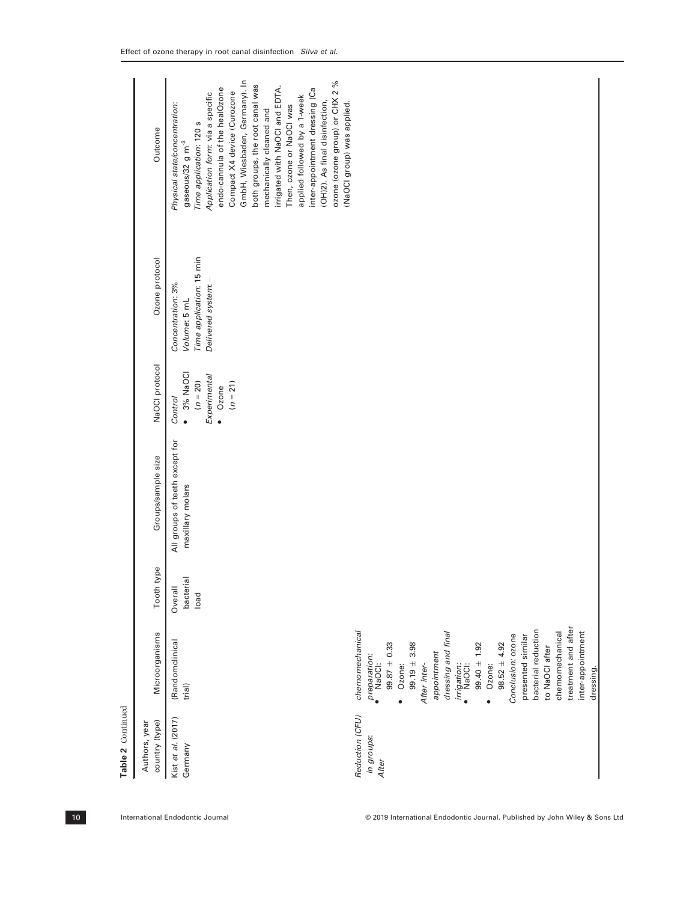**Table 2** Continued

| Authors, year country (type) | Microorganisms | Tooth type | Groups/sample size | NaOCl protocol | Ozone protocol | Outcome |
|---|---|---|---|---|---|---|
| Kist *et al.* (2017) Germany | (Randomclinical trial) | Overall bacterial load | All groups of teeth except for maxillary molars | *Control* • 3% NaOCl ($n$ = 20) *Experimental* • Ozone ($n$ = 21) | *Concentration*: 3% *Volume*: 5 mL *Time application*: 15 min *Delivered system*: – | *Physical state/concentration*: gaseous/32 g m$^{-3}$ *Time application*: 120 s *Application form*: via a specific endo-cannula of the healOzone Compact X4 device (Curozone GmbH, Wiesbaden, Germany). In both groups, the root canal was mechanically cleaned and irrigated with NaOCl and EDTA. Then, ozone or NaOCl was applied followed by a 1-week inter-appointment dressing (Ca (OH)2). As final disinfection, ozone (ozone group) or CHX 2 % (NaOCl group) was applied. |
| *Reduction (CFU) in groups: After* | *chemomechanical preparation:* • NaOCl: 99.87 ± 0.33 • Ozone: 99.19 ± 3.98 *After inter-appointment dressing and final irrigation:* • NaOCl: 99.40 ± 1.92 • Ozone: 98.52 ± 4.92 *Conclusion:* ozone presented similar bacterial reduction to NaOCl after chemomechanical treatment and after inter-appointment dressing. | | | | | |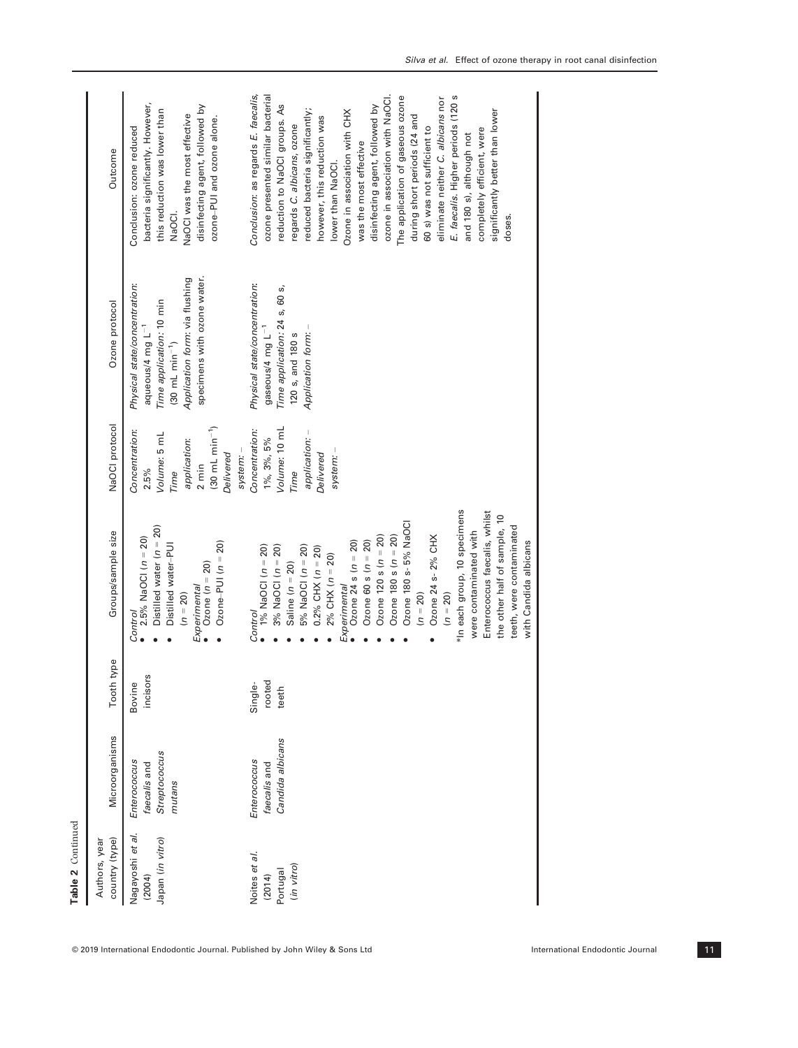**Table 2** Continued

| Authors, year country (type) | Microorganisms | Tooth type | Groups/sample size | NaOCl protocol | Ozone protocol | Outcome |
|---|---|---|---|---|---|---|
| Nagayoshi *et al.* (2004) Japan (*in vitro*) | *Enterococcus faecalis* and *Streptococcus mutans* | Bovine incisors | *Control* <br>• 2.5% NaOCl ($n = 20$) <br>• Distilled water ($n = 20$) <br>• Distilled water–PUI ($n = 20$) <br>*Experimental* <br>• Ozone ($n = 20$) <br>• Ozone–PUI ($n = 20$) | *Concentration*: 2.5% <br>*Volume*: 5 mL <br>*Time application*: 2 min (30 mL min$^{-1}$) <br>*Delivered system*: – | *Physical state/concentration*: aqueous/4 mg L$^{-1}$ <br>*Time application*: 10 min (30 mL min$^{-1}$) <br>*Application form*: via flushing specimens with ozone water. | Conclusion: ozone reduced bacteria significantly. However, this reduction was lower than NaOCl. <br>NaOCl was the most effective disinfecting agent, followed by ozone–PUI and ozone alone. |
| Noites *et al.* (2014) Portugal (*in vitro*) | *Enterococcus faecalis* and *Candida albicans* | Single-rooted teeth | *Control* <br>• 1% NaOCl ($n = 20$) <br>• 3% NaOCl ($n = 20$) <br>• Saline ($n = 20$) <br>• 5% NaOCl ($n = 20$) <br>• 0.2% CHX ($n = 20$) <br>• 2% CHX ($n = 20$) <br>*Experimental* <br>• Ozone 24 s ($n = 20$) <br>• Ozone 60 s ($n = 20$) <br>• Ozone 120 s ($n = 20$) <br>• Ozone 180 s ($n = 20$) <br>• Ozone 180 s- 5% NaOCl ($n = 20$) <br>• Ozone 24 s- 2% CHX ($n = 20$) <br>*In each group, 10 specimens were contaminated with Enterococcus faecalis, whilst the other half of sample, 10 teeth, were contaminated with Candida albicans | *Concentration*: 1%, 3%, 5% <br>*Volume*: 10 mL <br>*Time application*: – <br>*Delivered system*: – | *Physical state/concentration*: gaseous/4 mg L$^{-1}$ <br>*Time application*: 24 s, 60 s, 120 s, and 180 s <br>*Application form*: – | *Conclusion*: as regards *E. faecalis*, ozone presented similar bacterial reduction to NaOCl groups. As regards *C. albicans*, ozone reduced bacteria significantly; however, this reduction was lower than NaOCl. <br>Ozone in association with CHX was the most effective disinfecting agent, followed by ozone in association with NaOCl. <br>The application of gaseous ozone during short periods (24 and 60 s) was not sufficient to eliminate neither *C. albicans* nor *E. faecalis*. Higher periods (120 s and 180 s), although not completely efficient, were significantly better than lower doses. |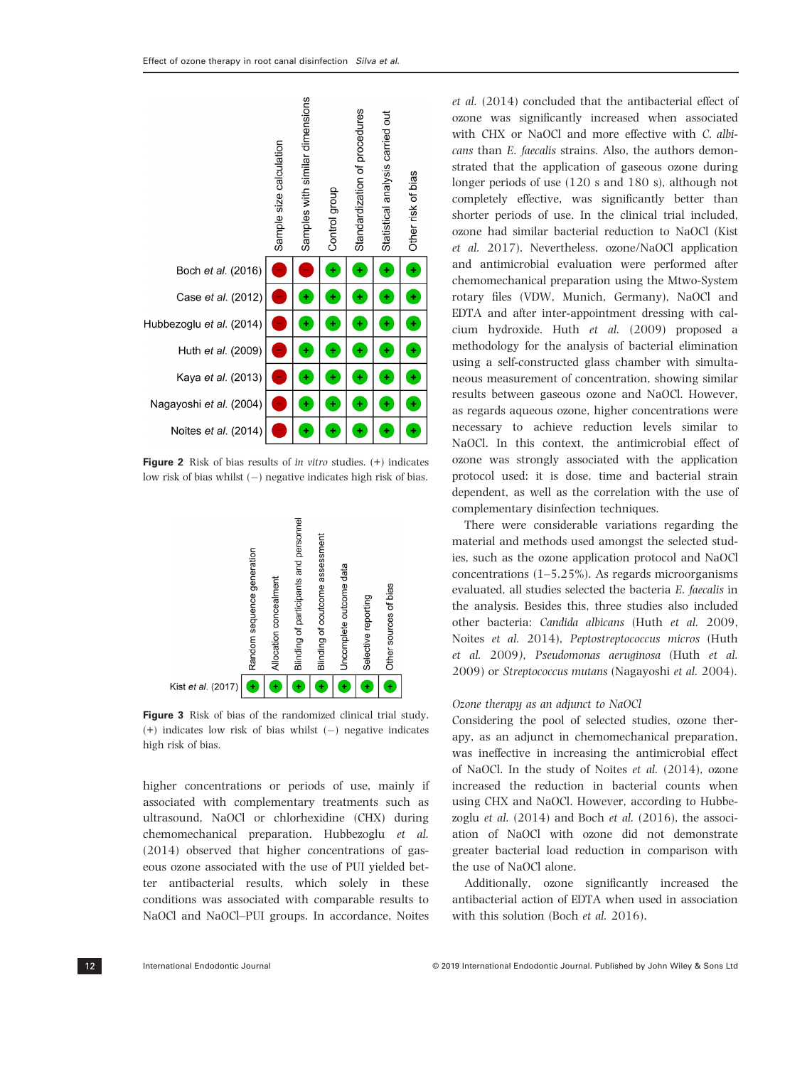| | Sample size calculation | Samples with similar dimensions | Control group | Standardization of procedures | Statistical analysis carried out | Other risk of bias |
|---|---|---|---|---|---|---|
| Boch *et al.* (2016) | − | − | + | + | + | + |
| Case *et al.* (2012) | − | + | + | + | + | + |
| Hubbezoglu *et al.* (2014) | − | + | + | + | + | + |
| Huth *et al.* (2009) | − | + | + | + | + | + |
| Kaya *et al.* (2013) | − | + | + | + | + | + |
| Nagayoshi *et al.* (2004) | − | + | + | + | + | + |
| Noites *et al.* (2014) | − | + | + | + | + | + |

**Figure 2** Risk of bias results of *in vitro* studies. (+) indicates low risk of bias whilst (−) negative indicates high risk of bias.

| | Random sequence generation | Allocation concealment | Blinding of participants and personnel | Blinding of ooutcome assessment | Uncomplete outcome data | Selective reporting | Other sources of bias |
|---|---|---|---|---|---|---|---|
| Kist *et al.* (2017) | + | + | + | + | + | + | + |

**Figure 3** Risk of bias of the randomized clinical trial study. (+) indicates low risk of bias whilst (−) negative indicates high risk of bias.

higher concentrations or periods of use, mainly if associated with complementary treatments such as ultrasound, NaOCl or chlorhexidine (CHX) during chemomechanical preparation. Hubbezoglu *et al.* (2014) observed that higher concentrations of gaseous ozone associated with the use of PUI yielded better antibacterial results, which solely in these conditions was associated with comparable results to NaOCl and NaOCl–PUI groups. In accordance, Noites *et al.* (2014) concluded that the antibacterial effect of ozone was significantly increased when associated with CHX or NaOCl and more effective with *C. albicans* than *E. faecalis* strains. Also, the authors demonstrated that the application of gaseous ozone during longer periods of use (120 s and 180 s), although not completely effective, was significantly better than shorter periods of use. In the clinical trial included, ozone had similar bacterial reduction to NaOCl (Kist *et al.* 2017). Nevertheless, ozone/NaOCl application and antimicrobial evaluation were performed after chemomechanical preparation using the Mtwo-System rotary files (VDW, Munich, Germany), NaOCl and EDTA and after inter-appointment dressing with calcium hydroxide. Huth *et al.* (2009) proposed a methodology for the analysis of bacterial elimination using a self-constructed glass chamber with simultaneous measurement of concentration, showing similar results between gaseous ozone and NaOCl. However, as regards aqueous ozone, higher concentrations were necessary to achieve reduction levels similar to NaOCl. In this context, the antimicrobial effect of ozone was strongly associated with the application protocol used: it is dose, time and bacterial strain dependent, as well as the correlation with the use of complementary disinfection techniques.

There were considerable variations regarding the material and methods used amongst the selected studies, such as the ozone application protocol and NaOCl concentrations (1–5.25%). As regards microorganisms evaluated, all studies selected the bacteria *E. faecalis* in the analysis. Besides this, three studies also included other bacteria: *Candida albicans* (Huth *et al.* 2009, Noites *et al.* 2014), *Peptostreptococcus micros* (Huth *et al.* 2009), *Pseudomonas aeruginosa* (Huth *et al.* 2009) or *Streptococcus mutans* (Nagayoshi *et al.* 2004).

*Ozone therapy as an adjunct to NaOCl*

Considering the pool of selected studies, ozone therapy, as an adjunct in chemomechanical preparation, was ineffective in increasing the antimicrobial effect of NaOCl. In the study of Noites *et al.* (2014), ozone increased the reduction in bacterial counts when using CHX and NaOCl. However, according to Hubbezoglu *et al.* (2014) and Boch *et al.* (2016), the association of NaOCl with ozone did not demonstrate greater bacterial load reduction in comparison with the use of NaOCl alone.

Additionally, ozone significantly increased the antibacterial action of EDTA when used in association with this solution (Boch *et al.* 2016).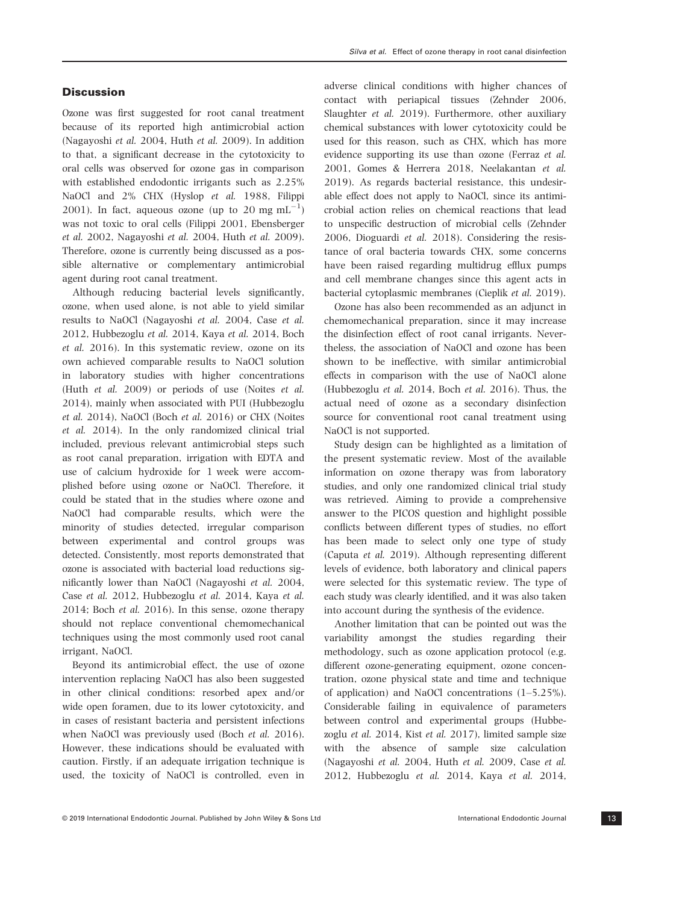## Discussion

Ozone was first suggested for root canal treatment because of its reported high antimicrobial action (Nagayoshi *et al.* 2004, Huth *et al.* 2009). In addition to that, a significant decrease in the cytotoxicity to oral cells was observed for ozone gas in comparison with established endodontic irrigants such as 2.25% NaOCl and 2% CHX (Hyslop *et al.* 1988, Filippi 2001). In fact, aqueous ozone (up to 20 mg $mL^{-1}$) was not toxic to oral cells (Filippi 2001, Ebensberger *et al.* 2002, Nagayoshi *et al.* 2004, Huth *et al.* 2009). Therefore, ozone is currently being discussed as a possible alternative or complementary antimicrobial agent during root canal treatment.

Although reducing bacterial levels significantly, ozone, when used alone, is not able to yield similar results to NaOCl (Nagayoshi *et al.* 2004, Case *et al.* 2012, Hubbezoglu *et al.* 2014, Kaya *et al.* 2014, Boch *et al.* 2016). In this systematic review, ozone on its own achieved comparable results to NaOCl solution in laboratory studies with higher concentrations (Huth *et al.* 2009) or periods of use (Noites *et al.* 2014), mainly when associated with PUI (Hubbezoglu *et al.* 2014), NaOCl (Boch *et al.* 2016) or CHX (Noites *et al.* 2014). In the only randomized clinical trial included, previous relevant antimicrobial steps such as root canal preparation, irrigation with EDTA and use of calcium hydroxide for 1 week were accomplished before using ozone or NaOCl. Therefore, it could be stated that in the studies where ozone and NaOCl had comparable results, which were the minority of studies detected, irregular comparison between experimental and control groups was detected. Consistently, most reports demonstrated that ozone is associated with bacterial load reductions significantly lower than NaOCl (Nagayoshi *et al.* 2004, Case *et al.* 2012, Hubbezoglu *et al.* 2014, Kaya *et al.* 2014; Boch *et al.* 2016). In this sense, ozone therapy should not replace conventional chemomechanical techniques using the most commonly used root canal irrigant, NaOCl.

Beyond its antimicrobial effect, the use of ozone intervention replacing NaOCl has also been suggested in other clinical conditions: resorbed apex and/or wide open foramen, due to its lower cytotoxicity, and in cases of resistant bacteria and persistent infections when NaOCl was previously used (Boch *et al.* 2016). However, these indications should be evaluated with caution. Firstly, if an adequate irrigation technique is used, the toxicity of NaOCl is controlled, even in adverse clinical conditions with higher chances of contact with periapical tissues (Zehnder 2006, Slaughter *et al.* 2019). Furthermore, other auxiliary chemical substances with lower cytotoxicity could be used for this reason, such as CHX, which has more evidence supporting its use than ozone (Ferraz *et al.* 2001, Gomes & Herrera 2018, Neelakantan *et al.* 2019). As regards bacterial resistance, this undesirable effect does not apply to NaOCl, since its antimicrobial action relies on chemical reactions that lead to unspecific destruction of microbial cells (Zehnder 2006, Dioguardi *et al.* 2018). Considering the resistance of oral bacteria towards CHX, some concerns have been raised regarding multidrug efflux pumps and cell membrane changes since this agent acts in bacterial cytoplasmic membranes (Cieplik *et al.* 2019).

Ozone has also been recommended as an adjunct in chemomechanical preparation, since it may increase the disinfection effect of root canal irrigants. Nevertheless, the association of NaOCl and ozone has been shown to be ineffective, with similar antimicrobial effects in comparison with the use of NaOCl alone (Hubbezoglu *et al.* 2014, Boch *et al.* 2016). Thus, the actual need of ozone as a secondary disinfection source for conventional root canal treatment using NaOCl is not supported.

Study design can be highlighted as a limitation of the present systematic review. Most of the available information on ozone therapy was from laboratory studies, and only one randomized clinical trial study was retrieved. Aiming to provide a comprehensive answer to the PICOS question and highlight possible conflicts between different types of studies, no effort has been made to select only one type of study (Caputa *et al.* 2019). Although representing different levels of evidence, both laboratory and clinical papers were selected for this systematic review. The type of each study was clearly identified, and it was also taken into account during the synthesis of the evidence.

Another limitation that can be pointed out was the variability amongst the studies regarding their methodology, such as ozone application protocol (e.g. different ozone-generating equipment, ozone concentration, ozone physical state and time and technique of application) and NaOCl concentrations (1–5.25%). Considerable failing in equivalence of parameters between control and experimental groups (Hubbezoglu *et al.* 2014, Kist *et al.* 2017), limited sample size with the absence of sample size calculation (Nagayoshi *et al.* 2004, Huth *et al.* 2009, Case *et al.* 2012, Hubbezoglu *et al.* 2014, Kaya *et al.* 2014,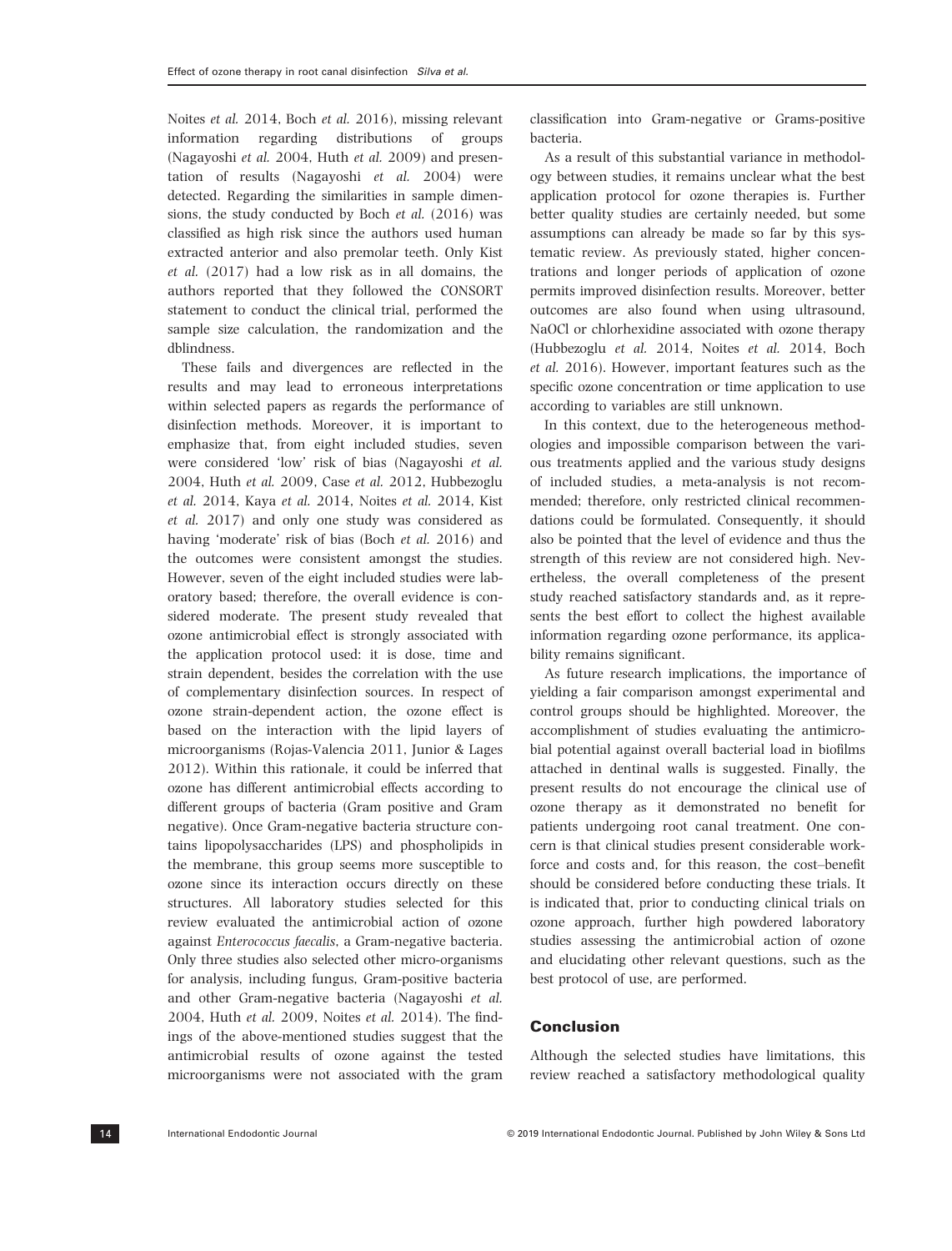Noites *et al.* 2014, Boch *et al.* 2016), missing relevant information regarding distributions of groups (Nagayoshi *et al.* 2004, Huth *et al.* 2009) and presentation of results (Nagayoshi *et al.* 2004) were detected. Regarding the similarities in sample dimensions, the study conducted by Boch *et al.* (2016) was classified as high risk since the authors used human extracted anterior and also premolar teeth. Only Kist *et al.* (2017) had a low risk as in all domains, the authors reported that they followed the CONSORT statement to conduct the clinical trial, performed the sample size calculation, the randomization and the dblindness.

These fails and divergences are reflected in the results and may lead to erroneous interpretations within selected papers as regards the performance of disinfection methods. Moreover, it is important to emphasize that, from eight included studies, seven were considered 'low' risk of bias (Nagayoshi *et al.* 2004, Huth *et al.* 2009, Case *et al.* 2012, Hubbezoglu *et al.* 2014, Kaya *et al.* 2014, Noites *et al.* 2014, Kist *et al.* 2017) and only one study was considered as having 'moderate' risk of bias (Boch *et al.* 2016) and the outcomes were consistent amongst the studies. However, seven of the eight included studies were laboratory based; therefore, the overall evidence is considered moderate. The present study revealed that ozone antimicrobial effect is strongly associated with the application protocol used: it is dose, time and strain dependent, besides the correlation with the use of complementary disinfection sources. In respect of ozone strain-dependent action, the ozone effect is based on the interaction with the lipid layers of microorganisms (Rojas-Valencia 2011, Junior & Lages 2012). Within this rationale, it could be inferred that ozone has different antimicrobial effects according to different groups of bacteria (Gram positive and Gram negative). Once Gram-negative bacteria structure contains lipopolysaccharides (LPS) and phospholipids in the membrane, this group seems more susceptible to ozone since its interaction occurs directly on these structures. All laboratory studies selected for this review evaluated the antimicrobial action of ozone against *Enterococcus faecalis*, a Gram-negative bacteria. Only three studies also selected other micro-organisms for analysis, including fungus, Gram-positive bacteria and other Gram-negative bacteria (Nagayoshi *et al.* 2004, Huth *et al.* 2009, Noites *et al.* 2014). The findings of the above-mentioned studies suggest that the antimicrobial results of ozone against the tested microorganisms were not associated with the gram classification into Gram-negative or Grams-positive bacteria.

As a result of this substantial variance in methodology between studies, it remains unclear what the best application protocol for ozone therapies is. Further better quality studies are certainly needed, but some assumptions can already be made so far by this systematic review. As previously stated, higher concentrations and longer periods of application of ozone permits improved disinfection results. Moreover, better outcomes are also found when using ultrasound, NaOCl or chlorhexidine associated with ozone therapy (Hubbezoglu *et al.* 2014, Noites *et al.* 2014, Boch *et al.* 2016). However, important features such as the specific ozone concentration or time application to use according to variables are still unknown.

In this context, due to the heterogeneous methodologies and impossible comparison between the various treatments applied and the various study designs of included studies, a meta-analysis is not recommended; therefore, only restricted clinical recommendations could be formulated. Consequently, it should also be pointed that the level of evidence and thus the strength of this review are not considered high. Nevertheless, the overall completeness of the present study reached satisfactory standards and, as it represents the best effort to collect the highest available information regarding ozone performance, its applicability remains significant.

As future research implications, the importance of yielding a fair comparison amongst experimental and control groups should be highlighted. Moreover, the accomplishment of studies evaluating the antimicrobial potential against overall bacterial load in biofilms attached in dentinal walls is suggested. Finally, the present results do not encourage the clinical use of ozone therapy as it demonstrated no benefit for patients undergoing root canal treatment. One concern is that clinical studies present considerable workforce and costs and, for this reason, the cost–benefit should be considered before conducting these trials. It is indicated that, prior to conducting clinical trials on ozone approach, further high powdered laboratory studies assessing the antimicrobial action of ozone and elucidating other relevant questions, such as the best protocol of use, are performed.

## Conclusion

Although the selected studies have limitations, this review reached a satisfactory methodological quality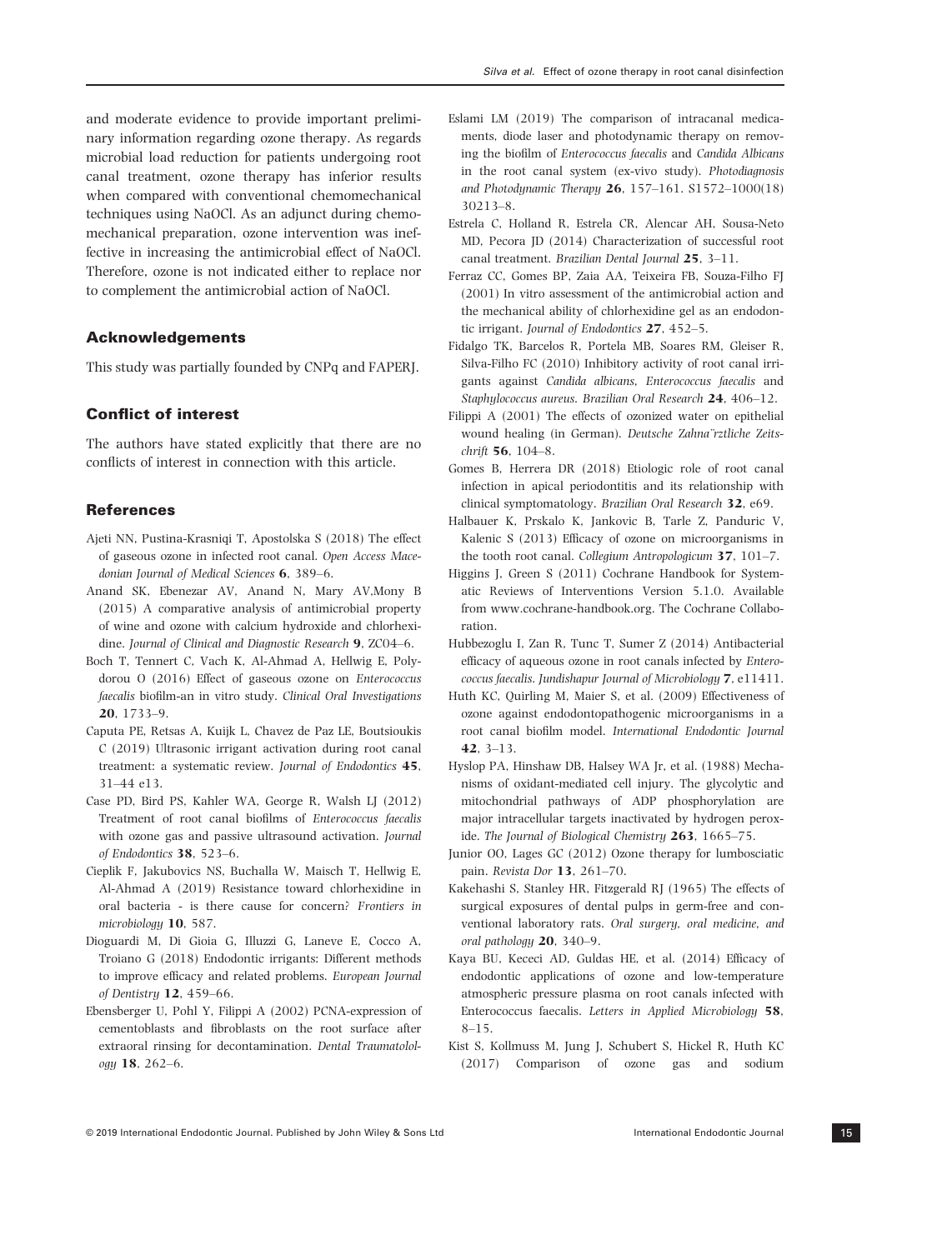and moderate evidence to provide important preliminary information regarding ozone therapy. As regards microbial load reduction for patients undergoing root canal treatment, ozone therapy has inferior results when compared with conventional chemomechanical techniques using NaOCl. As an adjunct during chemomechanical preparation, ozone intervention was ineffective in increasing the antimicrobial effect of NaOCl. Therefore, ozone is not indicated either to replace nor to complement the antimicrobial action of NaOCl.

## Acknowledgements

This study was partially founded by CNPq and FAPERJ.

## Conflict of interest

The authors have stated explicitly that there are no conflicts of interest in connection with this article.

## References

Ajeti NN, Pustina-Krasniqi T, Apostolska S (2018) The effect of gaseous ozone in infected root canal. *Open Access Macedonian Journal of Medical Sciences* **6**, 389–6.

Anand SK, Ebenezar AV, Anand N, Mary AV,Mony B (2015) A comparative analysis of antimicrobial property of wine and ozone with calcium hydroxide and chlorhexidine. *Journal of Clinical and Diagnostic Research* **9**, ZC04–6.

Boch T, Tennert C, Vach K, Al-Ahmad A, Hellwig E, Polydorou O (2016) Effect of gaseous ozone on *Enterococcus faecalis* biofilm-an in vitro study. *Clinical Oral Investigations* **20**, 1733–9.

Caputa PE, Retsas A, Kuijk L, Chavez de Paz LE, Boutsioukis C (2019) Ultrasonic irrigant activation during root canal treatment: a systematic review. *Journal of Endodontics* **45**, 31–44 e13.

Case PD, Bird PS, Kahler WA, George R, Walsh LJ (2012) Treatment of root canal biofilms of *Enterococcus faecalis* with ozone gas and passive ultrasound activation. *Journal of Endodontics* **38**, 523–6.

Cieplik F, Jakubovics NS, Buchalla W, Maisch T, Hellwig E, Al-Ahmad A (2019) Resistance toward chlorhexidine in oral bacteria - is there cause for concern? *Frontiers in microbiology* **10**, 587.

Dioguardi M, Di Gioia G, Illuzzi G, Laneve E, Cocco A, Troiano G (2018) Endodontic irrigants: Different methods to improve efficacy and related problems. *European Journal of Dentistry* **12**, 459–66.

Ebensberger U, Pohl Y, Filippi A (2002) PCNA-expression of cementoblasts and fibroblasts on the root surface after extraoral rinsing for decontamination. *Dental Traumatolology* **18**, 262–6.

Eslami LM (2019) The comparison of intracanal medicaments, diode laser and photodynamic therapy on removing the biofilm of *Enterococcus faecalis* and *Candida Albicans* in the root canal system (ex-vivo study). *Photodiagnosis and Photodynamic Therapy* **26**, 157–161. S1572–1000(18) 30213–8.

Estrela C, Holland R, Estrela CR, Alencar AH, Sousa-Neto MD, Pecora JD (2014) Characterization of successful root canal treatment. *Brazilian Dental Journal* **25**, 3–11.

Ferraz CC, Gomes BP, Zaia AA, Teixeira FB, Souza-Filho FJ (2001) In vitro assessment of the antimicrobial action and the mechanical ability of chlorhexidine gel as an endodontic irrigant. *Journal of Endodontics* **27**, 452–5.

Fidalgo TK, Barcelos R, Portela MB, Soares RM, Gleiser R, Silva-Filho FC (2010) Inhibitory activity of root canal irrigants against *Candida albicans, Enterococcus faecalis* and *Staphylococcus aureus*. *Brazilian Oral Research* **24**, 406–12.

Filippi A (2001) The effects of ozonized water on epithelial wound healing (in German). *Deutsche Zahna¨rztliche Zeitschrift* **56**, 104–8.

Gomes B, Herrera DR (2018) Etiologic role of root canal infection in apical periodontitis and its relationship with clinical symptomatology. *Brazilian Oral Research* **32**, e69.

Halbauer K, Prskalo K, Jankovic B, Tarle Z, Panduric V, Kalenic S (2013) Efficacy of ozone on microorganisms in the tooth root canal. *Collegium Antropologicum* **37**, 101–7.

Higgins J, Green S (2011) Cochrane Handbook for Systematic Reviews of Interventions Version 5.1.0. Available from www.cochrane-handbook.org. The Cochrane Collaboration.

Hubbezoglu I, Zan R, Tunc T, Sumer Z (2014) Antibacterial efficacy of aqueous ozone in root canals infected by *Enterococcus faecalis*. *Jundishapur Journal of Microbiology* **7**, e11411.

Huth KC, Quirling M, Maier S, et al. (2009) Effectiveness of ozone against endodontopathogenic microorganisms in a root canal biofilm model. *International Endodontic Journal* **42**, 3–13.

Hyslop PA, Hinshaw DB, Halsey WA Jr, et al. (1988) Mechanisms of oxidant-mediated cell injury. The glycolytic and mitochondrial pathways of ADP phosphorylation are major intracellular targets inactivated by hydrogen peroxide. *The Journal of Biological Chemistry* **263**, 1665–75.

Junior OO, Lages GC (2012) Ozone therapy for lumbosciatic pain. *Revista Dor* **13**, 261–70.

Kakehashi S, Stanley HR, Fitzgerald RJ (1965) The effects of surgical exposures of dental pulps in germ-free and conventional laboratory rats. *Oral surgery, oral medicine, and oral pathology* **20**, 340–9.

Kaya BU, Kececi AD, Guldas HE, et al. (2014) Efficacy of endodontic applications of ozone and low-temperature atmospheric pressure plasma on root canals infected with Enterococcus faecalis. *Letters in Applied Microbiology* **58**, 8–15.

Kist S, Kollmuss M, Jung J, Schubert S, Hickel R, Huth KC (2017) Comparison of ozone gas and sodium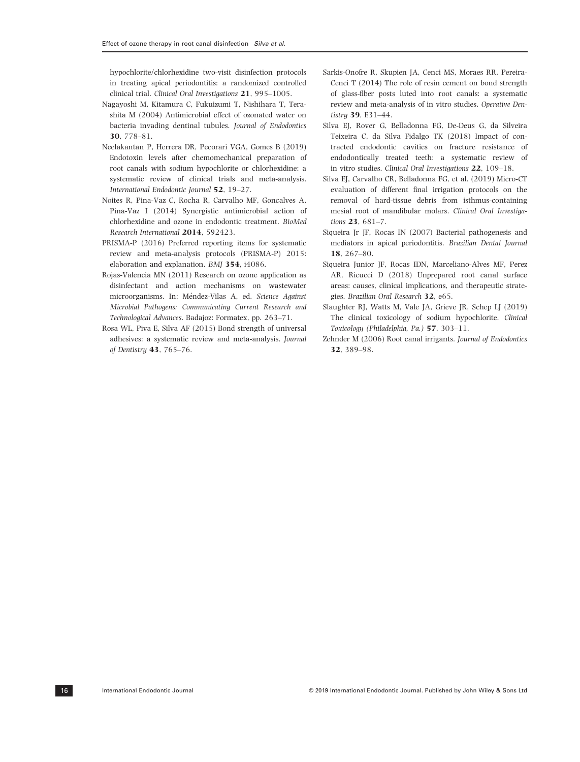hypochlorite/chlorhexidine two-visit disinfection protocols in treating apical periodontitis: a randomized controlled clinical trial. *Clinical Oral Investigations* **21**, 995–1005.

Nagayoshi M, Kitamura C, Fukuizumi T, Nishihara T, Terashita M (2004) Antimicrobial effect of ozonated water on bacteria invading dentinal tubules. *Journal of Endodontics* **30**, 778–81.

Neelakantan P, Herrera DR, Pecorari VGA, Gomes B (2019) Endotoxin levels after chemomechanical preparation of root canals with sodium hypochlorite or chlorhexidine: a systematic review of clinical trials and meta-analysis. *International Endodontic Journal* **52**, 19–27.

Noites R, Pina-Vaz C, Rocha R, Carvalho MF, Goncalves A, Pina-Vaz I (2014) Synergistic antimicrobial action of chlorhexidine and ozone in endodontic treatment. *BioMed Research International* **2014**, 592423.

PRISMA-P (2016) Preferred reporting items for systematic review and meta-analysis protocols (PRISMA-P) 2015: elaboration and explanation. *BMJ* **354**, i4086.

Rojas-Valencia MN (2011) Research on ozone application as disinfectant and action mechanisms on wastewater microorganisms. In: Méndez-Vilas A, ed. *Science Against Microbial Pathogens: Communicating Current Research and Technological Advances*. Badajoz: Formatex, pp. 263–71.

Rosa WL, Piva E, Silva AF (2015) Bond strength of universal adhesives: a systematic review and meta-analysis. *Journal of Dentistry* **43**, 765–76.

Sarkis-Onofre R, Skupien JA, Cenci MS, Moraes RR, Pereira-Cenci T (2014) The role of resin cement on bond strength of glass-fiber posts luted into root canals: a systematic review and meta-analysis of in vitro studies. *Operative Dentistry* **39**, E31–44.

Silva EJ, Rover G, Belladonna FG, De-Deus G, da Silveira Teixeira C, da Silva Fidalgo TK (2018) Impact of contracted endodontic cavities on fracture resistance of endodontically treated teeth: a systematic review of in vitro studies. *Clinical Oral Investigations* **22**, 109–18.

Silva EJ, Carvalho CR, Belladonna FG, et al. (2019) Micro-CT evaluation of different final irrigation protocols on the removal of hard-tissue debris from isthmus-containing mesial root of mandibular molars. *Clinical Oral Investigations* **23**, 681–7.

Siqueira Jr JF, Rocas IN (2007) Bacterial pathogenesis and mediators in apical periodontitis. *Brazilian Dental Journal* **18**, 267–80.

Siqueira Junior JF, Rocas IDN, Marceliano-Alves MF, Perez AR, Ricucci D (2018) Unprepared root canal surface areas: causes, clinical implications, and therapeutic strategies. *Brazilian Oral Research* **32**, e65.

Slaughter RJ, Watts M, Vale JA, Grieve JR, Schep LJ (2019) The clinical toxicology of sodium hypochlorite. *Clinical Toxicology (Philadelphia, Pa.)* **57**, 303–11.

Zehnder M (2006) Root canal irrigants. *Journal of Endodontics* **32**, 389–98.